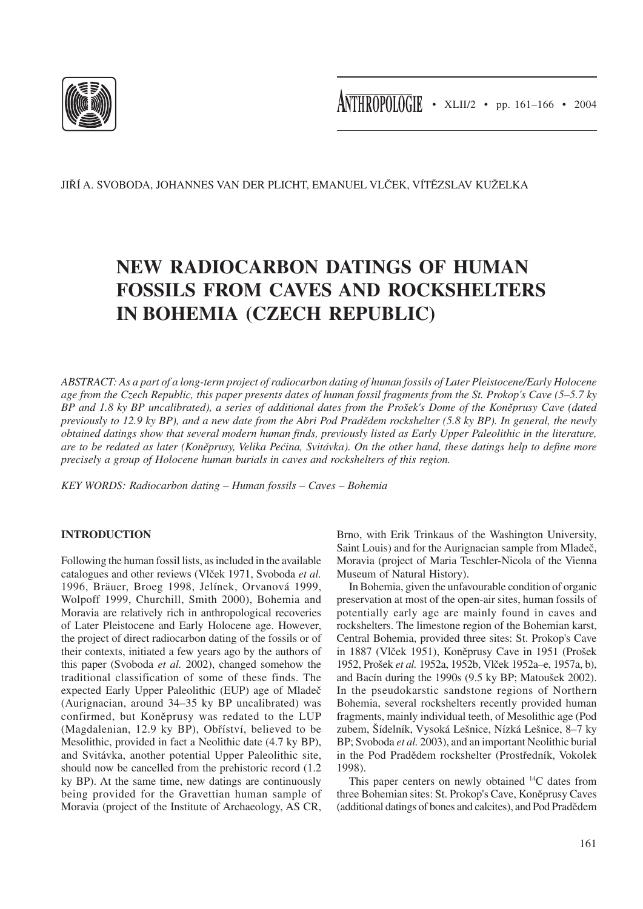JIŘÍ A. SVOBODA, JOHANNES VAN DER PLICHT, EMANUEL VLČEK, VÍTĚZSLAV KUŽELKA

# NEW RADIOCARBON DATINGS OF HUMAN FOSSILS FROM CAVES AND ROCKSHELTERS IN BOHEMIA (CZECH REPUBLIC)

*ABSTRACT: As a part of a long-term project of radiocarbon dating of human fossils of Later Pleistocene/Early Holocene age from the Czech Republic, this paper presents dates of human fossil fragments from the St. Prokop's Cave (5–5.7 ky BP and 1.8 ky BP uncalibrated), a series of additional dates from the Prošek's Dome of the Koněprusy Cave (dated previously to 12.9 ky BP), and a new date from the Abri Pod Pradědem rockshelter (5.8 ky BP). In general, the newly obtained datings show that several modern human finds, previously listed as Early Upper Paleolithic in the literature, are to be redated as later (Koněprusy, Velika Pećina, Svitávka). On the other hand, these datings help to define more precisely a group of Holocene human burials in caves and rockshelters of this region.*

*KEY WORDS: Radiocarbon dating – Human fossils – Caves – Bohemia*

## INTRODUCTION

Following the human fossil lists, as included in the available catalogues and other reviews (Vlček 1971, Svoboda *et al.* 1996, Bräuer, Broeg 1998, Jelínek, Orvanová 1999, Wolpoff 1999, Churchill, Smith 2000), Bohemia and Moravia are relatively rich in anthropological recoveries of Later Pleistocene and Early Holocene age. However, the project of direct radiocarbon dating of the fossils or of their contexts, initiated a few years ago by the authors of this paper (Svoboda *et al.* 2002), changed somehow the traditional classification of some of these finds. The expected Early Upper Paleolithic (EUP) age of Mladeč (Aurignacian, around 34–35 ky BP uncalibrated) was confirmed, but Koněprusy was redated to the LUP (Magdalenian, 12.9 ky BP), Obříství, believed to be Mesolithic, provided in fact a Neolithic date (4.7 ky BP), and Svitávka, another potential Upper Paleolithic site, should now be cancelled from the prehistoric record (1.2 ky BP). At the same time, new datings are continuously being provided for the Gravettian human sample of Moravia (project of the Institute of Archaeology, AS CR, Brno, with Erik Trinkaus of the Washington University, Saint Louis) and for the Aurignacian sample from Mladeč, Moravia (project of Maria Teschler-Nicola of the Vienna Museum of Natural History).

In Bohemia, given the unfavourable condition of organic preservation at most of the open-air sites, human fossils of potentially early age are mainly found in caves and rockshelters. The limestone region of the Bohemian karst, Central Bohemia, provided three sites: St. Prokop's Cave in 1887 (Vlček 1951), Koněprusy Cave in 1951 (Prošek 1952, Prošek *et al.* 1952a, 1952b, Vlček 1952a–e, 1957a, b), and Bacín during the 1990s (9.5 ky BP; Matoušek 2002). In the pseudokarstic sandstone regions of Northern Bohemia, several rockshelters recently provided human fragments, mainly individual teeth, of Mesolithic age (Pod zubem, Šídelník, Vysoká Lešnice, Nízká Lešnice, 8–7 ky BP; Svoboda *et al.* 2003), and an important Neolithic burial in the Pod Pradědem rockshelter (Prostředník, Vokolek 1998).

This paper centers on newly obtained $^{14}C$ dates from three Bohemian sites: St. Prokop's Cave, Koněprusy Caves (additional datings of bones and calcites), and Pod Pradědem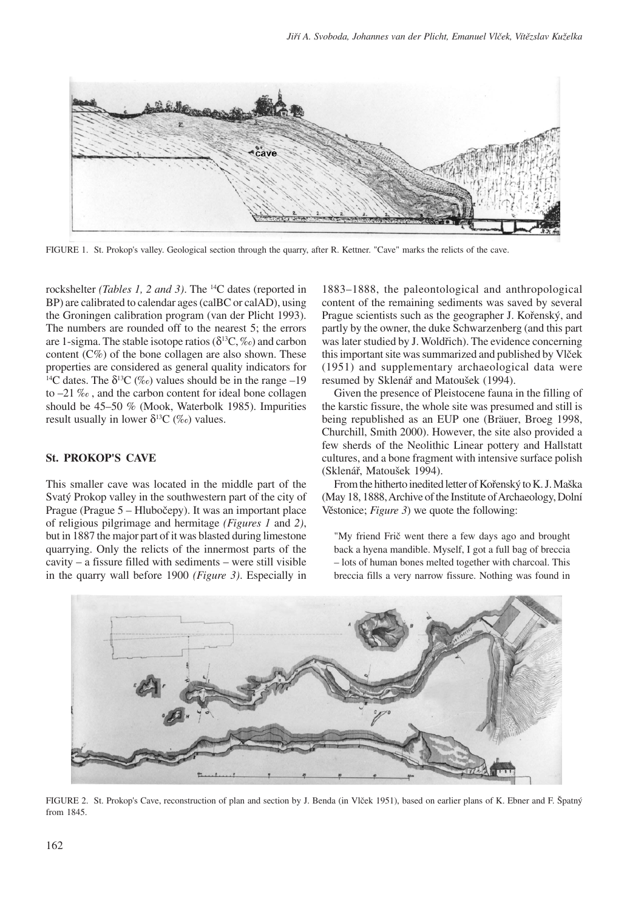FIGURE 1. St. Prokop's valley. Geological section through the quarry, after R. Kettner. "Cave" marks the relicts of the cave.

rockshelter *(Tables 1, 2 and 3)*. The $^{14}$C dates (reported in BP) are calibrated to calendar ages (calBC or calAD), using the Groningen calibration program (van der Plicht 1993). The numbers are rounded off to the nearest 5; the errors are 1-sigma. The stable isotope ratios ($\delta^{13}$C, ‰) and carbon content (C%) of the bone collagen are also shown. These properties are considered as general quality indicators for $^{14}$C dates. The $\delta^{13}$C (‰) values should be in the range –19 to –21 ‰ , and the carbon content for ideal bone collagen should be 45–50 % (Mook, Waterbolk 1985). Impurities result usually in lower $\delta^{13}$C (‰) values.

## St. PROKOP'S CAVE

This smaller cave was located in the middle part of the Svatý Prokop valley in the southwestern part of the city of Prague (Prague 5 – Hlubočepy). It was an important place of religious pilgrimage and hermitage *(Figures 1* and *2)*, but in 1887 the major part of it was blasted during limestone quarrying. Only the relicts of the innermost parts of the cavity – a fissure filled with sediments – were still visible in the quarry wall before 1900 *(Figure 3)*. Especially in 1883–1888, the paleontological and anthropological content of the remaining sediments was saved by several Prague scientists such as the geographer J. Kořenský, and partly by the owner, the duke Schwarzenberg (and this part was later studied by J. Woldřich). The evidence concerning this important site was summarized and published by Vlček (1951) and supplementary archaeological data were resumed by Sklenář and Matoušek (1994).

Given the presence of Pleistocene fauna in the filling of the karstic fissure, the whole site was presumed and still is being republished as an EUP one (Bräuer, Broeg 1998, Churchill, Smith 2000). However, the site also provided a few sherds of the Neolithic Linear pottery and Hallstatt cultures, and a bone fragment with intensive surface polish (Sklenář, Matoušek 1994).

From the hitherto inedited letter of Kořenský to K. J. Maška (May 18, 1888, Archive of the Institute of Archaeology, Dolní Věstonice; *Figure 3*) we quote the following:

"My friend Frič went there a few days ago and brought back a hyena mandible. Myself, I got a full bag of breccia – lots of human bones melted together with charcoal. This breccia fills a very narrow fissure. Nothing was found in

FIGURE 2. St. Prokop's Cave, reconstruction of plan and section by J. Benda (in Vlček 1951), based on earlier plans of K. Ebner and F. Špatný from 1845.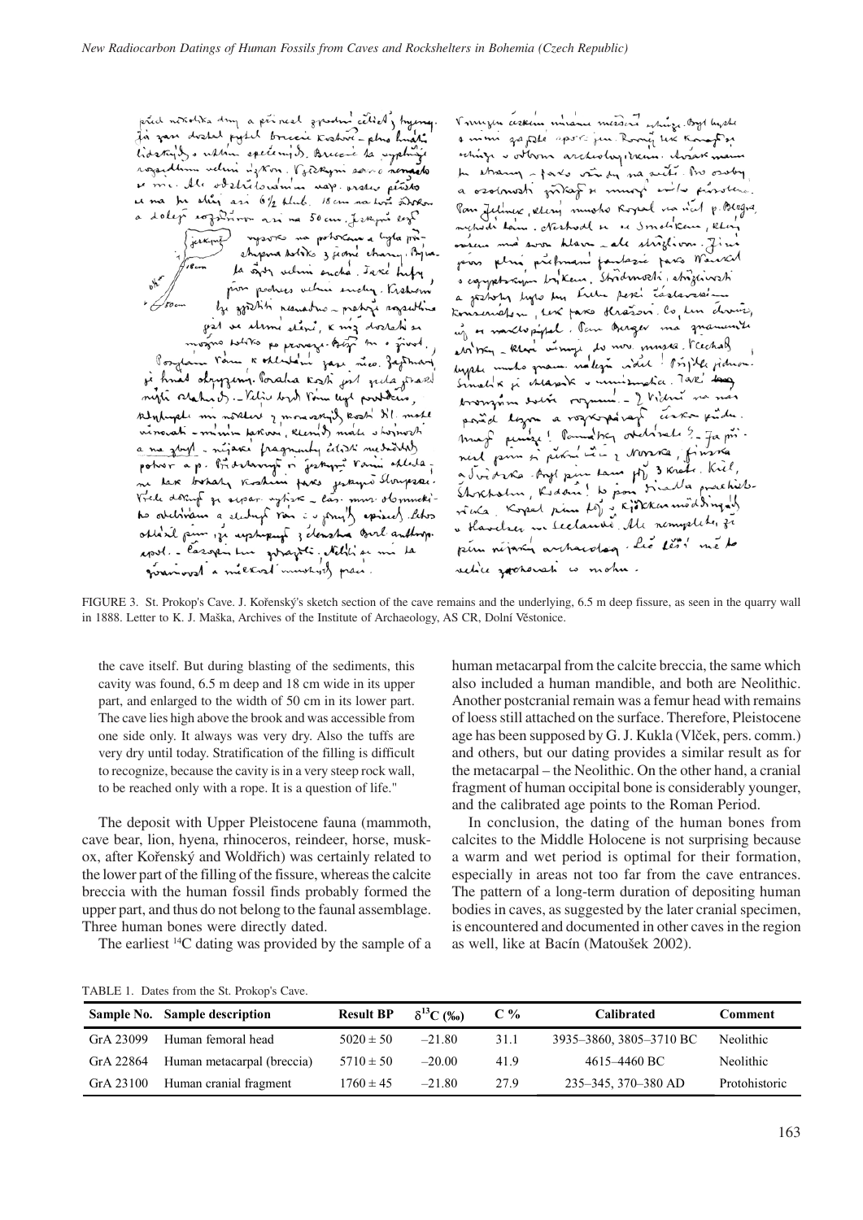FIGURE 3. St. Prokop's Cave. J. Kořenský's sketch section of the cave remains and the underlying, 6.5 m deep fissure, as seen in the quarry wall in 1888. Letter to K. J. Maška, Archives of the Institute of Archaeology, AS CR, Dolní Věstonice.

the cave itself. But during blasting of the sediments, this cavity was found, 6.5 m deep and 18 cm wide in its upper part, and enlarged to the width of 50 cm in its lower part. The cave lies high above the brook and was accessible from one side only. It always was very dry. Also the tuffs are very dry until today. Stratification of the filling is difficult to recognize, because the cavity is in a very steep rock wall, to be reached only with a rope. It is a question of life."

The deposit with Upper Pleistocene fauna (mammoth, cave bear, lion, hyena, rhinoceros, reindeer, horse, musk-ox, after Kořenský and Woldřich) was certainly related to the lower part of the filling of the fissure, whereas the calcite breccia with the human fossil finds probably formed the upper part, and thus do not belong to the faunal assemblage. Three human bones were directly dated.

The earliest $^{14}$C dating was provided by the sample of a human metacarpal from the calcite breccia, the same which also included a human mandible, and both are Neolithic. Another postcranial remain was a femur head with remains of loess still attached on the surface. Therefore, Pleistocene age has been supposed by G. J. Kukla (Vlček, pers. comm.) and others, but our dating provides a similar result as for the metacarpal – the Neolithic. On the other hand, a cranial fragment of human occipital bone is considerably younger, and the calibrated age points to the Roman Period.

In conclusion, the dating of the human bones from calcites to the Middle Holocene is not surprising because a warm and wet period is optimal for their formation, especially in areas not too far from the cave entrances. The pattern of a long-term duration of depositing human bodies in caves, as suggested by the later cranial specimen, is encountered and documented in other caves in the region as well, like at Bacín (Matoušek 2002).

TABLE 1. Dates from the St. Prokop's Cave.

| Sample No. | Sample description | Result BP | $\delta^{13}$C (‰) | C % | Calibrated | Comment |
|---|---|---|---|---|---|---|
| GrA 23099 | Human femoral head | 5020 ± 50 | –21.80 | 31.1 | 3935–3860, 3805–3710 BC | Neolithic |
| GrA 22864 | Human metacarpal (breccia) | 5710 ± 50 | –20.00 | 41.9 | 4615–4460 BC | Neolithic |
| GrA 23100 | Human cranial fragment | 1760 ± 45 | –21.80 | 27.9 | 235–345, 370–380 AD | Protohistoric |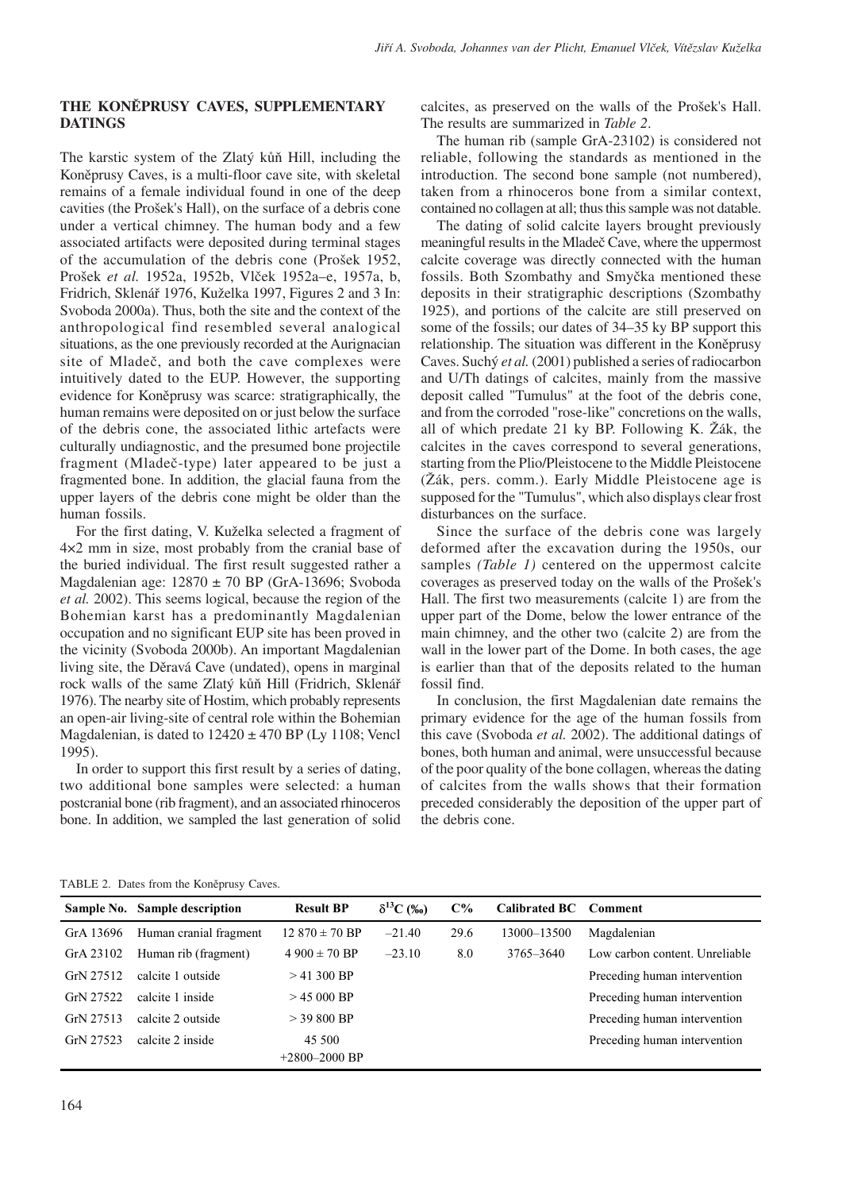## THE KONĚPRUSY CAVES, SUPPLEMENTARY DATINGS

The karstic system of the Zlatý kůň Hill, including the Koněprusy Caves, is a multi-floor cave site, with skeletal remains of a female individual found in one of the deep cavities (the Prošek's Hall), on the surface of a debris cone under a vertical chimney. The human body and a few associated artifacts were deposited during terminal stages of the accumulation of the debris cone (Prošek 1952, Prošek *et al.* 1952a, 1952b, Vlček 1952a–e, 1957a, b, Fridrich, Sklenář 1976, Kuželka 1997, Figures 2 and 3 In: Svoboda 2000a). Thus, both the site and the context of the anthropological find resembled several analogical situations, as the one previously recorded at the Aurignacian site of Mladeč, and both the cave complexes were intuitively dated to the EUP. However, the supporting evidence for Koněprusy was scarce: stratigraphically, the human remains were deposited on or just below the surface of the debris cone, the associated lithic artefacts were culturally undiagnostic, and the presumed bone projectile fragment (Mladeč-type) later appeared to be just a fragmented bone. In addition, the glacial fauna from the upper layers of the debris cone might be older than the human fossils.

For the first dating, V. Kuželka selected a fragment of 4×2 mm in size, most probably from the cranial base of the buried individual. The first result suggested rather a Magdalenian age: 12870 ± 70 BP (GrA-13696; Svoboda *et al.* 2002). This seems logical, because the region of the Bohemian karst has a predominantly Magdalenian occupation and no significant EUP site has been proved in the vicinity (Svoboda 2000b). An important Magdalenian living site, the Děravá Cave (undated), opens in marginal rock walls of the same Zlatý kůň Hill (Fridrich, Sklenář 1976). The nearby site of Hostim, which probably represents an open-air living-site of central role within the Bohemian Magdalenian, is dated to 12420 ± 470 BP (Ly 1108; Vencl 1995).

In order to support this first result by a series of dating, two additional bone samples were selected: a human postcranial bone (rib fragment), and an associated rhinoceros bone. In addition, we sampled the last generation of solid calcites, as preserved on the walls of the Prošek's Hall. The results are summarized in *Table 2*.

The human rib (sample GrA-23102) is considered not reliable, following the standards as mentioned in the introduction. The second bone sample (not numbered), taken from a rhinoceros bone from a similar context, contained no collagen at all; thus this sample was not datable.

The dating of solid calcite layers brought previously meaningful results in the Mladeč Cave, where the uppermost calcite coverage was directly connected with the human fossils. Both Szombathy and Smyčka mentioned these deposits in their stratigraphic descriptions (Szombathy 1925), and portions of the calcite are still preserved on some of the fossils; our dates of 34–35 ky BP support this relationship. The situation was different in the Koněprusy Caves. Suchý *et al.* (2001) published a series of radiocarbon and U/Th datings of calcites, mainly from the massive deposit called "Tumulus" at the foot of the debris cone, and from the corroded "rose-like" concretions on the walls, all of which predate 21 ky BP. Following K. Žák, the calcites in the caves correspond to several generations, starting from the Plio/Pleistocene to the Middle Pleistocene (Žák, pers. comm.). Early Middle Pleistocene age is supposed for the "Tumulus", which also displays clear frost disturbances on the surface.

Since the surface of the debris cone was largely deformed after the excavation during the 1950s, our samples *(Table 1)* centered on the uppermost calcite coverages as preserved today on the walls of the Prošek's Hall. The first two measurements (calcite 1) are from the upper part of the Dome, below the lower entrance of the main chimney, and the other two (calcite 2) are from the wall in the lower part of the Dome. In both cases, the age is earlier than that of the deposits related to the human fossil find.

In conclusion, the first Magdalenian date remains the primary evidence for the age of the human fossils from this cave (Svoboda *et al.* 2002). The additional datings of bones, both human and animal, were unsuccessful because of the poor quality of the bone collagen, whereas the dating of calcites from the walls shows that their formation preceded considerably the deposition of the upper part of the debris cone.

TABLE 2. Dates from the Koněprusy Caves.

| Sample No. | Sample description | Result BP | $\delta^{13}C$ (‰) | C% | Calibrated BC | Comment |
|---|---|---|---|---|---|---|
| GrA 13696 | Human cranial fragment | 12 870 ± 70 BP | –21.40 | 29.6 | 13000–13500 | Magdalenian |
| GrA 23102 | Human rib (fragment) | 4 900 ± 70 BP | –23.10 | 8.0 | 3765–3640 | Low carbon content. Unreliable |
| GrN 27512 | calcite 1 outside | > 41 300 BP | | | | Preceding human intervention |
| GrN 27522 | calcite 1 inside | > 45 000 BP | | | | Preceding human intervention |
| GrN 27513 | calcite 2 outside | > 39 800 BP | | | | Preceding human intervention |
| GrN 27523 | calcite 2 inside | 45 500 +2800–2000 BP | | | | Preceding human intervention |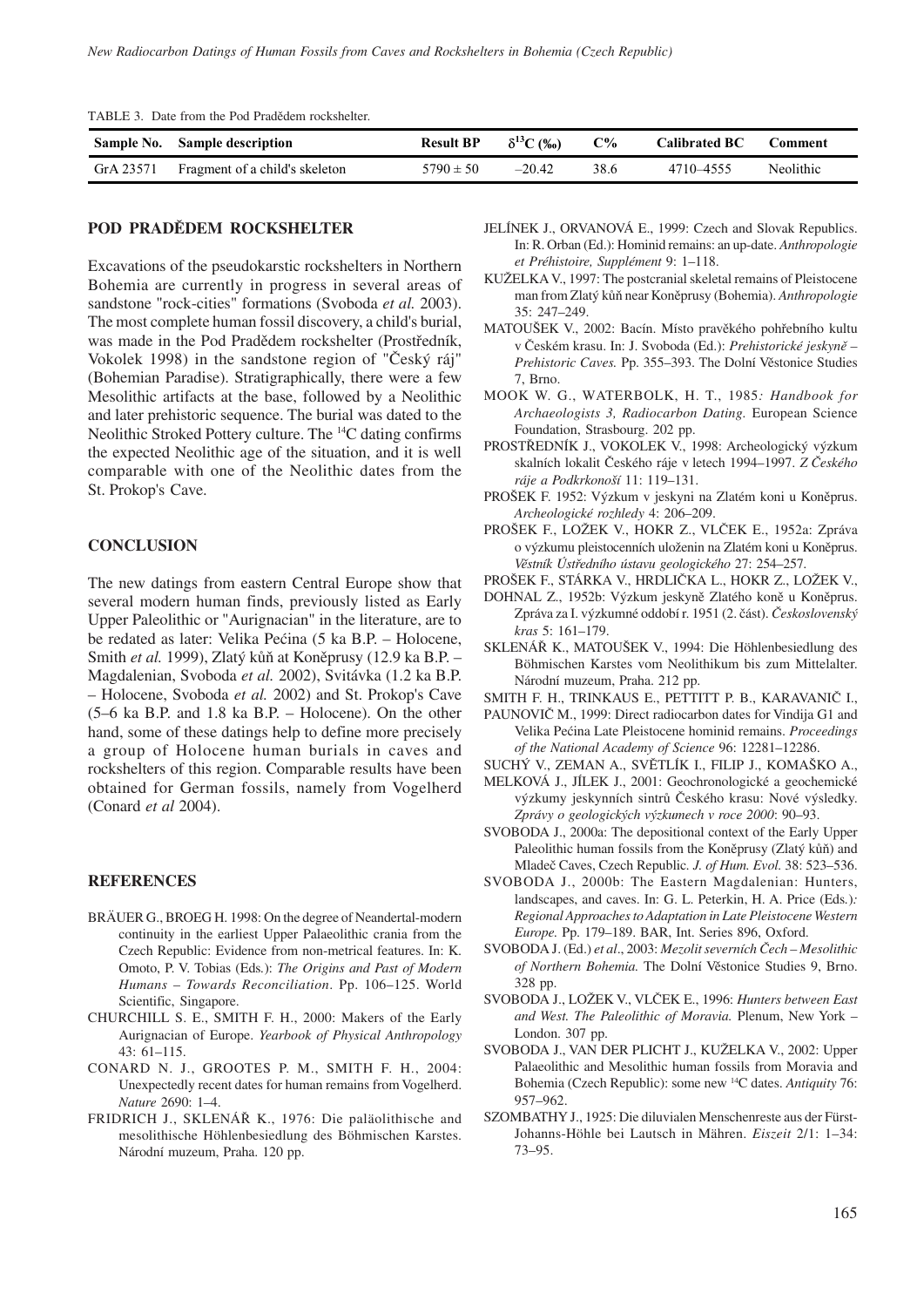TABLE 3. Date from the Pod Pradědem rockshelter.

| Sample No. | Sample description | Result BP | $\delta^{13}C$ (‰) | C% | Calibrated BC | Comment |
|---|---|---|---|---|---|---|
| GrA 23571 | Fragment of a child's skeleton | 5790 ± 50 | –20.42 | 38.6 | 4710–4555 | Neolithic |

## POD PRADĚDEM ROCKSHELTER

Excavations of the pseudokarstic rockshelters in Northern Bohemia are currently in progress in several areas of sandstone "rock-cities" formations (Svoboda *et al.* 2003). The most complete human fossil discovery, a child's burial, was made in the Pod Pradědem rockshelter (Prostředník, Vokolek 1998) in the sandstone region of "Český ráj" (Bohemian Paradise). Stratigraphically, there were a few Mesolithic artifacts at the base, followed by a Neolithic and later prehistoric sequence. The burial was dated to the Neolithic Stroked Pottery culture. The $^{14}C$ dating confirms the expected Neolithic age of the situation, and it is well comparable with one of the Neolithic dates from the St. Prokop's Cave.

## CONCLUSION

The new datings from eastern Central Europe show that several modern human finds, previously listed as Early Upper Paleolithic or "Aurignacian" in the literature, are to be redated as later: Velika Pećina (5 ka B.P. – Holocene, Smith *et al.* 1999), Zlatý kůň at Koněprusy (12.9 ka B.P. – Magdalenian, Svoboda *et al.* 2002), Svitávka (1.2 ka B.P. – Holocene, Svoboda *et al.* 2002) and St. Prokop's Cave (5–6 ka B.P. and 1.8 ka B.P. – Holocene). On the other hand, some of these datings help to define more precisely a group of Holocene human burials in caves and rockshelters of this region. Comparable results have been obtained for German fossils, namely from Vogelherd (Conard *et al* 2004).

## REFERENCES

BRÄUER G., BROEG H. 1998: On the degree of Neandertal-modern continuity in the earliest Upper Palaeolithic crania from the Czech Republic: Evidence from non-metrical features. In: K. Omoto, P. V. Tobias (Eds.): *The Origins and Past of Modern Humans – Towards Reconciliation*. Pp. 106–125. World Scientific, Singapore.

CHURCHILL S. E., SMITH F. H., 2000: Makers of the Early Aurignacian of Europe. *Yearbook of Physical Anthropology* 43: 61–115.

CONARD N. J., GROOTES P. M., SMITH F. H., 2004: Unexpectedly recent dates for human remains from Vogelherd. *Nature* 2690: 1–4.

FRIDRICH J., SKLENÁŘ K., 1976: Die paläolithische and mesolithische Höhlenbesiedlung des Böhmischen Karstes. Národní muzeum, Praha. 120 pp.

JELÍNEK J., ORVANOVÁ E., 1999: Czech and Slovak Republics. In: R. Orban (Ed.): Hominid remains: an up-date. *Anthropologie et Préhistoire, Supplément* 9: 1–118.

KUŽELKA V., 1997: The postcranial skeletal remains of Pleistocene man from Zlatý kůň near Koněprusy (Bohemia). *Anthropologie* 35: 247–249.

MATOUŠEK V., 2002: Bacín. Místo pravěkého pohřebního kultu v Českém krasu. In: J. Svoboda (Ed.): *Prehistorické jeskyně – Prehistoric Caves.* Pp. 355–393. The Dolní Věstonice Studies 7, Brno.

MOOK W. G., WATERBOLK, H. T., 1985*: Handbook for Archaeologists 3, Radiocarbon Dating.* European Science Foundation, Strasbourg. 202 pp.

PROSTŘEDNÍK J., VOKOLEK V., 1998: Archeologický výzkum skalních lokalit Českého ráje v letech 1994–1997. *Z Českého ráje a Podkrkonoší* 11: 119–131.

PROŠEK F. 1952: Výzkum v jeskyni na Zlatém koni u Koněprus. *Archeologické rozhledy* 4: 206–209.

PROŠEK F., LOŽEK V., HOKR Z., VLČEK E., 1952a: Zpráva o výzkumu pleistocenních uloženin na Zlatém koni u Koněprus. *Věstník Ústředního ústavu geologického* 27: 254–257.

PROŠEK F., STÁRKA V., HRDLIČKA L., HOKR Z., LOŽEK V., DOHNAL Z., 1952b: Výzkum jeskyně Zlatého koně u Koněprus. Zpráva za I. výzkumné období r. 1951 (2. část). *Československý kras* 5: 161–179.

SKLENÁŘ K., MATOUŠEK V., 1994: Die Höhlenbesiedlung des Böhmischen Karstes vom Neolithikum bis zum Mittelalter. Národní muzeum, Praha. 212 pp.

SMITH F. H., TRINKAUS E., PETTITT P. B., KARAVANIČ I., PAUNOVIČ M., 1999: Direct radiocarbon dates for Vindija G1 and Velika Pećina Late Pleistocene hominid remains. *Proceedings of the National Academy of Science* 96: 12281–12286.

SUCHÝ V., ZEMAN A., SVĚTLÍK I., FILIP J., KOMAŠKO A., MELKOVÁ J., JÍLEK J., 2001: Geochronologické a geochemické výzkumy jeskynních sintrů Českého krasu: Nové výsledky. *Zprávy o geologických výzkumech v roce 2000*: 90–93.

SVOBODA J., 2000a: The depositional context of the Early Upper Paleolithic human fossils from the Koněprusy (Zlatý kůň) and Mladeč Caves, Czech Republic. *J. of Hum. Evol.* 38: 523–536.

SVOBODA J., 2000b: The Eastern Magdalenian: Hunters, landscapes, and caves. In: G. L. Peterkin, H. A. Price (Eds.)*: Regional Approaches to Adaptation in Late Pleistocene Western Europe.* Pp. 179–189. BAR, Int. Series 896, Oxford.

SVOBODA J. (Ed.) *et al*., 2003: *Mezolit severních Čech – Mesolithic of Northern Bohemia.* The Dolní Věstonice Studies 9, Brno. 328 pp.

SVOBODA J., LOŽEK V., VLČEK E., 1996: *Hunters between East and West. The Paleolithic of Moravia.* Plenum, New York – London. 307 pp.

SVOBODA J., VAN DER PLICHT J., KUŽELKA V., 2002: Upper Palaeolithic and Mesolithic human fossils from Moravia and Bohemia (Czech Republic): some new $^{14}C$ dates. *Antiquity* 76: 957–962.

SZOMBATHY J., 1925: Die diluvialen Menschenreste aus der Fürst-Johanns-Höhle bei Lautsch in Mähren. *Eiszeit* 2/1: 1–34: 73–95.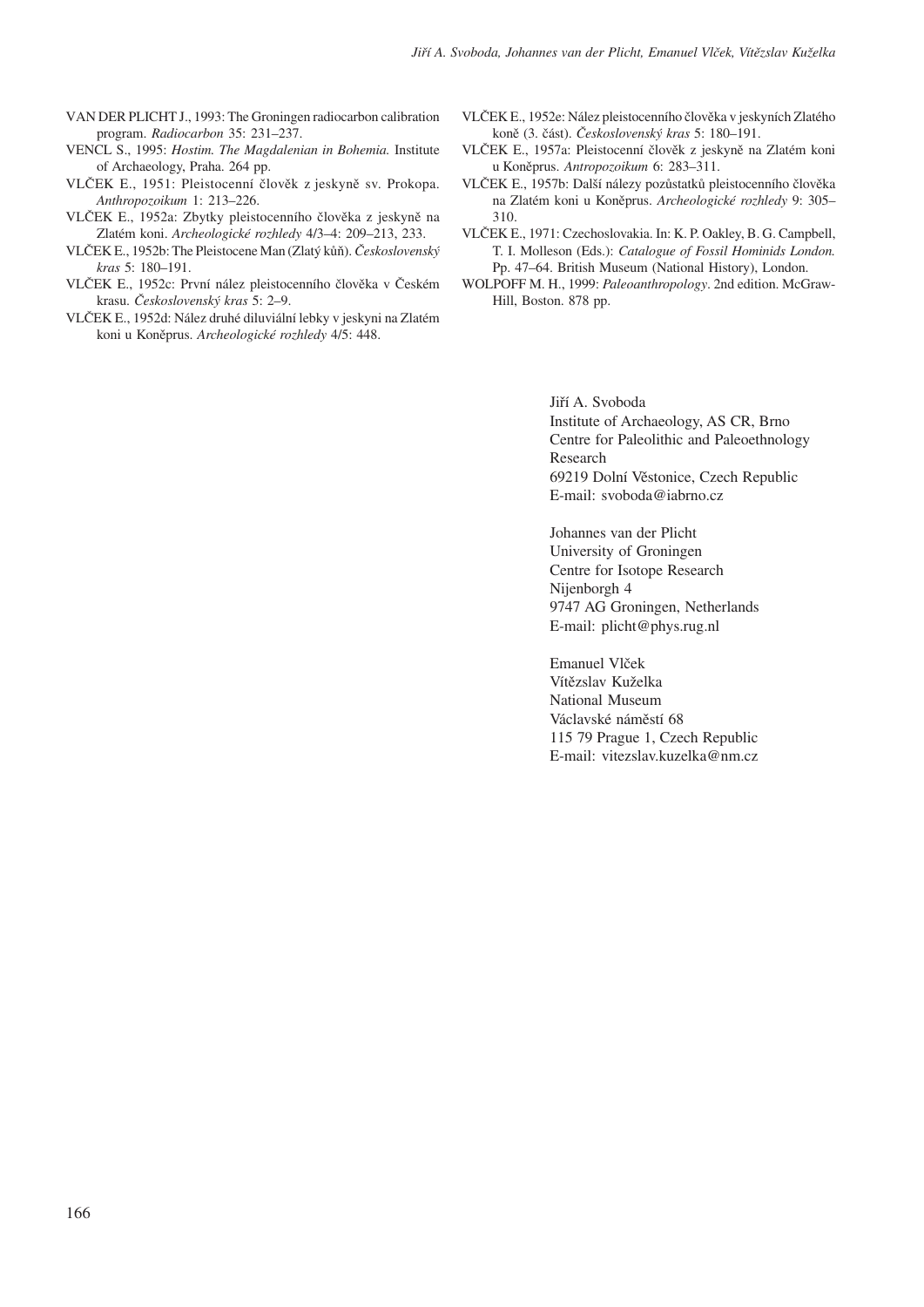VAN DER PLICHT J., 1993: The Groningen radiocarbon calibration program. *Radiocarbon* 35: 231–237.

VENCL S., 1995: *Hostim. The Magdalenian in Bohemia.* Institute of Archaeology, Praha. 264 pp.

VLČEK E., 1951: Pleistocenní člověk z jeskyně sv. Prokopa. *Anthropozoikum* 1: 213–226.

VLČEK E., 1952a: Zbytky pleistocenního člověka z jeskyně na Zlatém koni. *Archeologické rozhledy* 4/3–4: 209–213, 233.

VLČEK E., 1952b: The Pleistocene Man (Zlatý kůň). *Československý kras* 5: 180–191.

VLČEK E., 1952c: První nález pleistocenního člověka v Českém krasu. *Československý kras* 5: 2–9.

VLČEK E., 1952d: Nález druhé diluviální lebky v jeskyni na Zlatém koni u Koněprus. *Archeologické rozhledy* 4/5: 448.

VLČEK E., 1952e: Nález pleistocenního člověka v jeskyních Zlatého koně (3. část). *Československý kras* 5: 180–191.

VLČEK E., 1957a: Pleistocenní člověk z jeskyně na Zlatém koni u Koněprus. *Antropozoikum* 6: 283–311.

VLČEK E., 1957b: Další nálezy pozůstatků pleistocenního člověka na Zlatém koni u Koněprus. *Archeologické rozhledy* 9: 305–310.

VLČEK E., 1971: Czechoslovakia. In: K. P. Oakley, B. G. Campbell, T. I. Molleson (Eds.): *Catalogue of Fossil Hominids London.* Pp. 47–64. British Museum (National History), London.

WOLPOFF M. H., 1999: *Paleoanthropology*. 2nd edition. McGraw-Hill, Boston. 878 pp.

Jiří A. Svoboda
Institute of Archaeology, AS CR, Brno
Centre for Paleolithic and Paleoethnology Research
69219 Dolní Věstonice, Czech Republic
E-mail: svoboda@iabrno.cz

Johannes van der Plicht
University of Groningen
Centre for Isotope Research
Nijenborgh 4
9747 AG Groningen, Netherlands
E-mail: plicht@phys.rug.nl

Emanuel Vlček
Vítězslav Kuželka
National Museum
Václavské náměstí 68
115 79 Prague 1, Czech Republic
E-mail: vitezslav.kuzelka@nm.cz